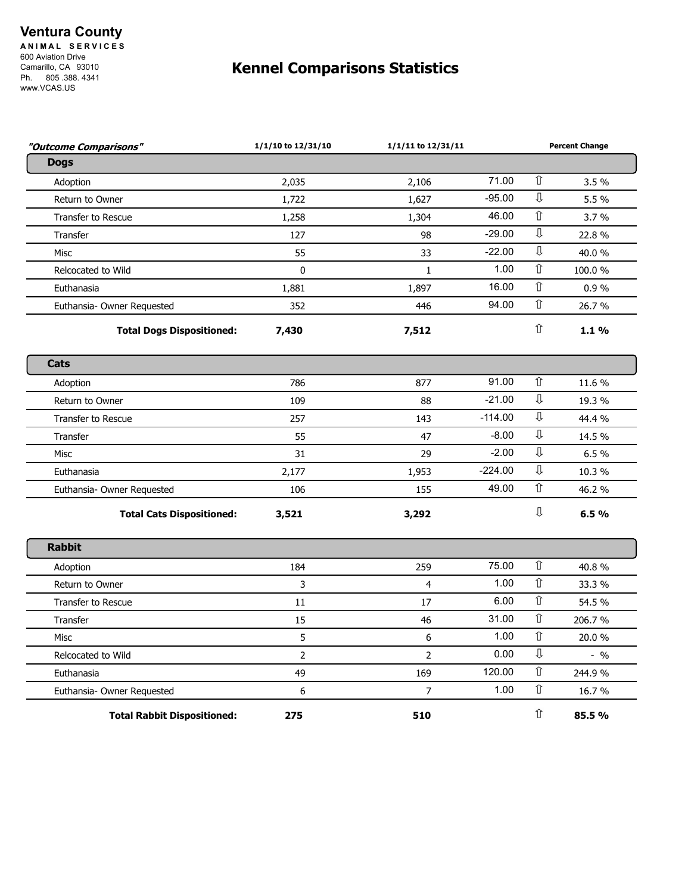**Ventura County**
**ANIMAL SERVICES**
600 Aviation Drive
Camarillo, CA 93010
Ph. 805 .388. 4341
www.VCAS.US

# Kennel Comparisons Statistics

| *"Outcome Comparisons"* | 1/1/10 to 12/31/10 | 1/1/11 to 12/31/11 | | | Percent Change |
|---|---|---|---|---|---|
| **Dogs** | | | | | |
| Adoption | 2,035 | 2,106 | 71.00 | ⇧ | 3.5 % |
| Return to Owner | 1,722 | 1,627 | -95.00 | ⇩ | 5.5 % |
| Transfer to Rescue | 1,258 | 1,304 | 46.00 | ⇧ | 3.7 % |
| Transfer | 127 | 98 | -29.00 | ⇩ | 22.8 % |
| Misc | 55 | 33 | -22.00 | ⇩ | 40.0 % |
| Relcocated to Wild | 0 | 1 | 1.00 | ⇧ | 100.0 % |
| Euthanasia | 1,881 | 1,897 | 16.00 | ⇧ | 0.9 % |
| Euthanasia- Owner Requested | 352 | 446 | 94.00 | ⇧ | 26.7 % |
| **Total Dogs Dispositioned:** | **7,430** | **7,512** | | ⇧ | **1.1 %** |
| **Cats** | | | | | |
| Adoption | 786 | 877 | 91.00 | ⇧ | 11.6 % |
| Return to Owner | 109 | 88 | -21.00 | ⇩ | 19.3 % |
| Transfer to Rescue | 257 | 143 | -114.00 | ⇩ | 44.4 % |
| Transfer | 55 | 47 | -8.00 | ⇩ | 14.5 % |
| Misc | 31 | 29 | -2.00 | ⇩ | 6.5 % |
| Euthanasia | 2,177 | 1,953 | -224.00 | ⇩ | 10.3 % |
| Euthanasia- Owner Requested | 106 | 155 | 49.00 | ⇧ | 46.2 % |
| **Total Cats Dispositioned:** | **3,521** | **3,292** | | ⇩ | **6.5 %** |
| **Rabbit** | | | | | |
| Adoption | 184 | 259 | 75.00 | ⇧ | 40.8 % |
| Return to Owner | 3 | 4 | 1.00 | ⇧ | 33.3 % |
| Transfer to Rescue | 11 | 17 | 6.00 | ⇧ | 54.5 % |
| Transfer | 15 | 46 | 31.00 | ⇧ | 206.7 % |
| Misc | 5 | 6 | 1.00 | ⇧ | 20.0 % |
| Relcocated to Wild | 2 | 2 | 0.00 | ⇩ | - % |
| Euthanasia | 49 | 169 | 120.00 | ⇧ | 244.9 % |
| Euthanasia- Owner Requested | 6 | 7 | 1.00 | ⇧ | 16.7 % |
| **Total Rabbit Dispositioned:** | **275** | **510** | | ⇧ | **85.5 %** |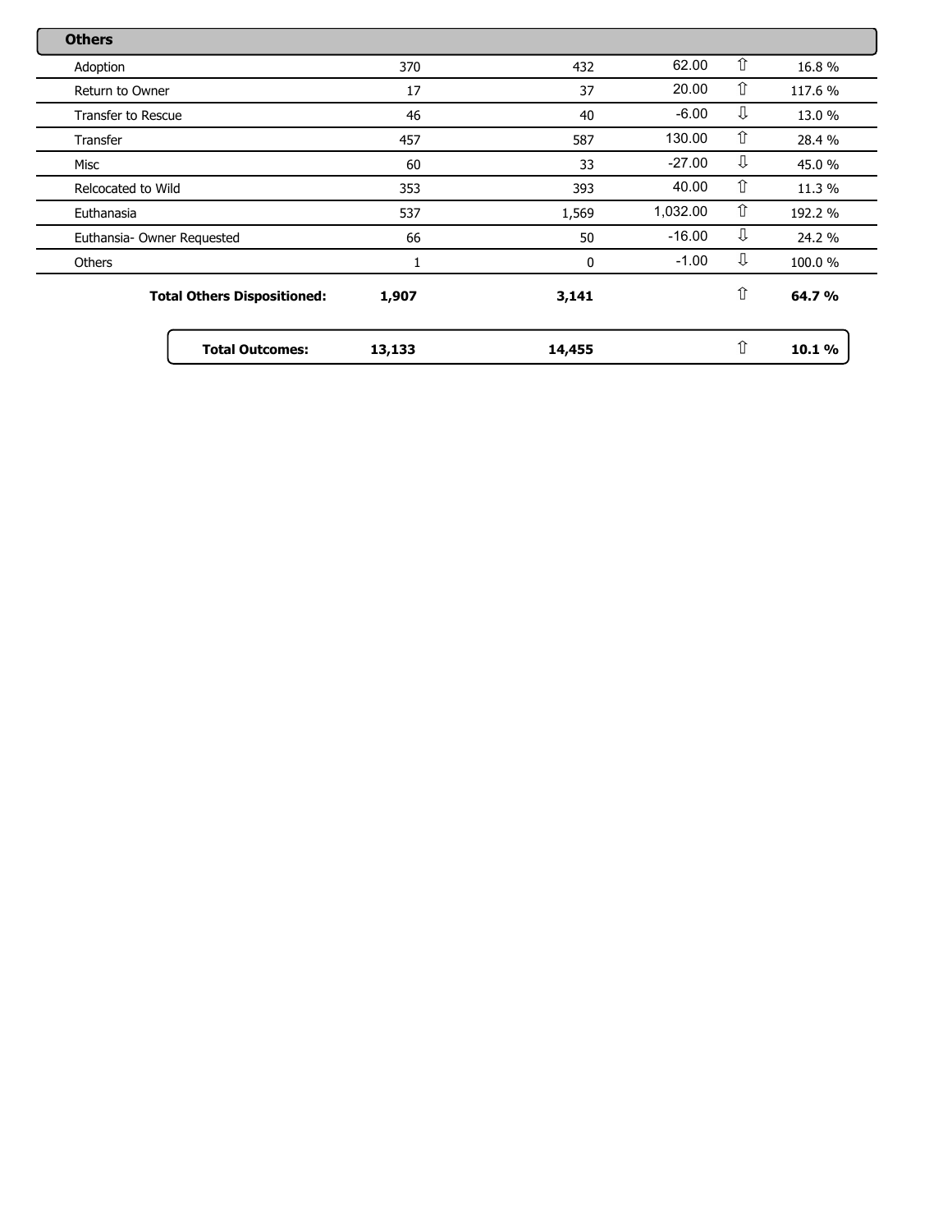| Others | | | | | |
|---|---|---|---|---|---|
| Adoption | 370 | 432 | 62.00 | ⇧ | 16.8 % |
| Return to Owner | 17 | 37 | 20.00 | ⇧ | 117.6 % |
| Transfer to Rescue | 46 | 40 | -6.00 | ⇩ | 13.0 % |
| Transfer | 457 | 587 | 130.00 | ⇧ | 28.4 % |
| Misc | 60 | 33 | -27.00 | ⇩ | 45.0 % |
| Relcocated to Wild | 353 | 393 | 40.00 | ⇧ | 11.3 % |
| Euthanasia | 537 | 1,569 | 1,032.00 | ⇧ | 192.2 % |
| Euthansia- Owner Requested | 66 | 50 | -16.00 | ⇩ | 24.2 % |
| Others | 1 | 0 | -1.00 | ⇩ | 100.0 % |
| **Total Others Dispositioned:** | **1,907** | **3,141** | | ⇧ | **64.7 %** |
| **Total Outcomes:** | **13,133** | **14,455** | | ⇧ | **10.1 %** |